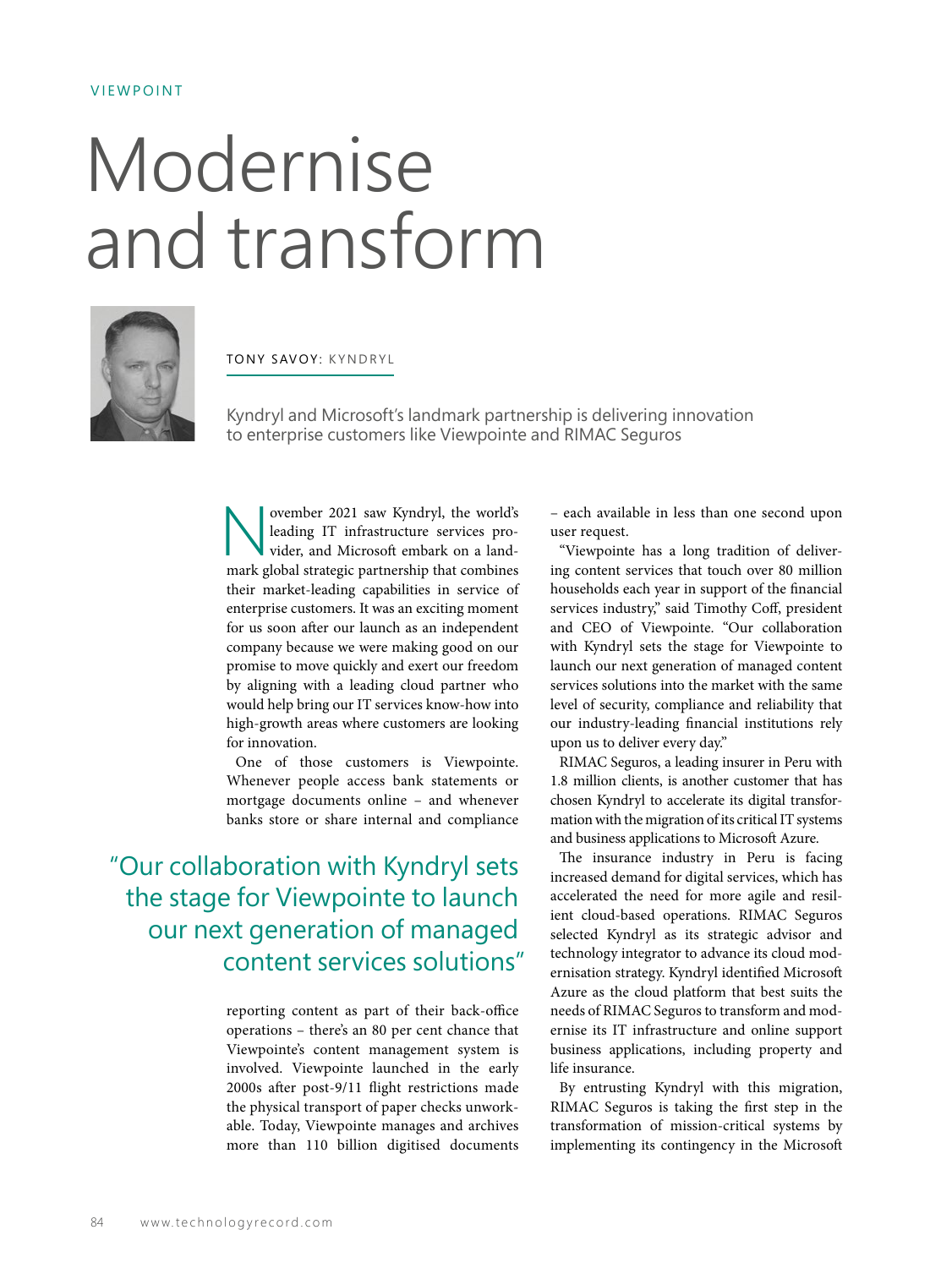VIEWPOINT

# Modernise and transform

TONY SAVOY: KYNDRYL

Kyndryl and Microsoft's landmark partnership is delivering innovation to enterprise customers like Viewpointe and RIMAC Seguros

November 2021 saw Kyndryl, the world's leading IT infrastructure services provider, and Microsoft embark on a landmark global strategic partnership that combines their market-leading capabilities in service of enterprise customers. It was an exciting moment for us soon after our launch as an independent company because we were making good on our promise to move quickly and exert our freedom by aligning with a leading cloud partner who would help bring our IT services know-how into high-growth areas where customers are looking for innovation.

One of those customers is Viewpointe. Whenever people access bank statements or mortgage documents online – and whenever banks store or share internal and compliance reporting content as part of their back-office operations – there's an 80 per cent chance that Viewpointe's content management system is involved. Viewpointe launched in the early 2000s after post-9/11 flight restrictions made the physical transport of paper checks unworkable. Today, Viewpointe manages and archives more than 110 billion digitised documents – each available in less than one second upon user request.

> "Our collaboration with Kyndryl sets the stage for Viewpointe to launch our next generation of managed content services solutions"

"Viewpointe has a long tradition of delivering content services that touch over 80 million households each year in support of the financial services industry," said Timothy Coff, president and CEO of Viewpointe. "Our collaboration with Kyndryl sets the stage for Viewpointe to launch our next generation of managed content services solutions into the market with the same level of security, compliance and reliability that our industry-leading financial institutions rely upon us to deliver every day."

RIMAC Seguros, a leading insurer in Peru with 1.8 million clients, is another customer that has chosen Kyndryl to accelerate its digital transformation with the migration of its critical IT systems and business applications to Microsoft Azure.

The insurance industry in Peru is facing increased demand for digital services, which has accelerated the need for more agile and resilient cloud-based operations. RIMAC Seguros selected Kyndryl as its strategic advisor and technology integrator to advance its cloud modernisation strategy. Kyndryl identified Microsoft Azure as the cloud platform that best suits the needs of RIMAC Seguros to transform and modernise its IT infrastructure and online support business applications, including property and life insurance.

By entrusting Kyndryl with this migration, RIMAC Seguros is taking the first step in the transformation of mission-critical systems by implementing its contingency in the Microsoft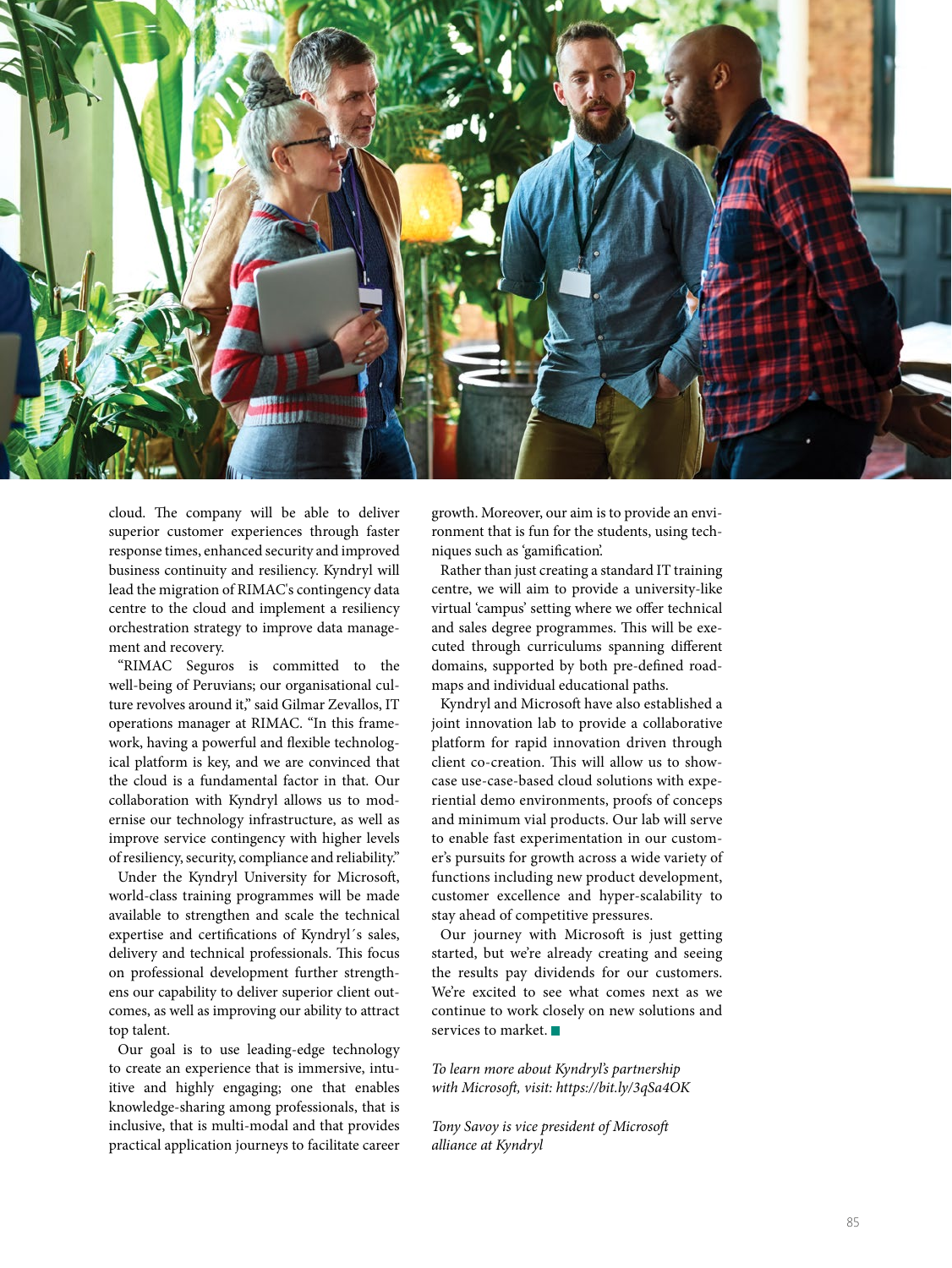cloud. The company will be able to deliver superior customer experiences through faster response times, enhanced security and improved business continuity and resiliency. Kyndryl will lead the migration of RIMAC's contingency data centre to the cloud and implement a resiliency orchestration strategy to improve data management and recovery.

"RIMAC Seguros is committed to the well-being of Peruvians; our organisational culture revolves around it," said Gilmar Zevallos, IT operations manager at RIMAC. "In this framework, having a powerful and flexible technological platform is key, and we are convinced that the cloud is a fundamental factor in that. Our collaboration with Kyndryl allows us to modernise our technology infrastructure, as well as improve service contingency with higher levels of resiliency, security, compliance and reliability."

Under the Kyndryl University for Microsoft, world-class training programmes will be made available to strengthen and scale the technical expertise and certifications of Kyndryl´s sales, delivery and technical professionals. This focus on professional development further strengthens our capability to deliver superior client outcomes, as well as improving our ability to attract top talent.

Our goal is to use leading-edge technology to create an experience that is immersive, intuitive and highly engaging; one that enables knowledge-sharing among professionals, that is inclusive, that is multi-modal and that provides practical application journeys to facilitate career growth. Moreover, our aim is to provide an environment that is fun for the students, using techniques such as 'gamification'.

Rather than just creating a standard IT training centre, we will aim to provide a university-like virtual 'campus' setting where we offer technical and sales degree programmes. This will be executed through curriculums spanning different domains, supported by both pre-defined roadmaps and individual educational paths.

Kyndryl and Microsoft have also established a joint innovation lab to provide a collaborative platform for rapid innovation driven through client co-creation. This will allow us to showcase use-case-based cloud solutions with experiential demo environments, proofs of conceps and minimum vial products. Our lab will serve to enable fast experimentation in our customer's pursuits for growth across a wide variety of functions including new product development, customer excellence and hyper-scalability to stay ahead of competitive pressures.

Our journey with Microsoft is just getting started, but we're already creating and seeing the results pay dividends for our customers. We're excited to see what comes next as we continue to work closely on new solutions and services to market.

*To learn more about Kyndryl's partnership with Microsoft, visit: https://bit.ly/3qSa4OK*

*Tony Savoy is vice president of Microsoft alliance at Kyndryl*